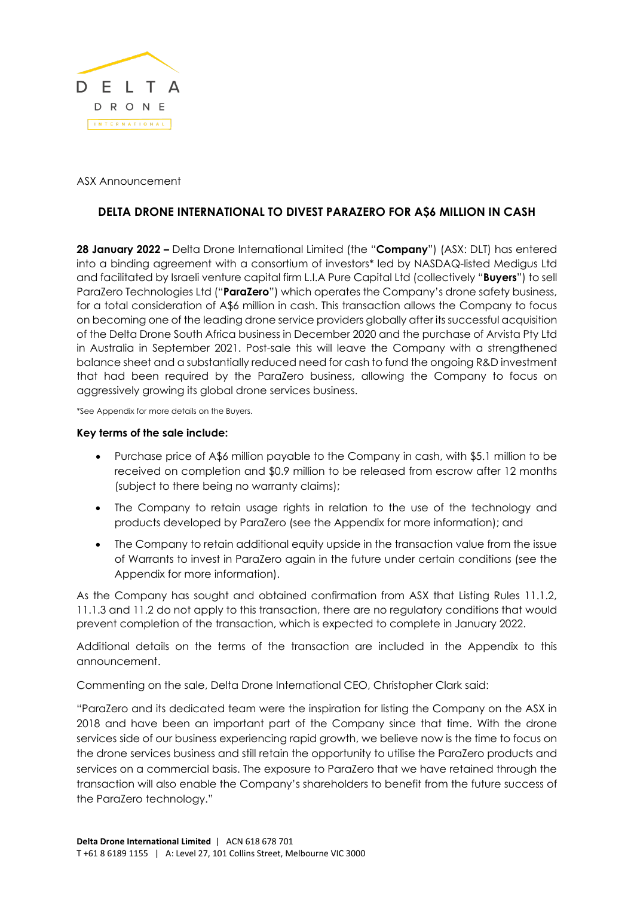ASX Announcement

## DELTA DRONE INTERNATIONAL TO DIVEST PARAZERO FOR A$6 MILLION IN CASH

**28 January 2022 –** Delta Drone International Limited (the "**Company**") (ASX: DLT) has entered into a binding agreement with a consortium of investors* led by NASDAQ-listed Medigus Ltd and facilitated by Israeli venture capital firm L.I.A Pure Capital Ltd (collectively "**Buyers**") to sell ParaZero Technologies Ltd ("**ParaZero**") which operates the Company's drone safety business, for a total consideration of A$6 million in cash. This transaction allows the Company to focus on becoming one of the leading drone service providers globally after its successful acquisition of the Delta Drone South Africa business in December 2020 and the purchase of Arvista Pty Ltd in Australia in September 2021. Post-sale this will leave the Company with a strengthened balance sheet and a substantially reduced need for cash to fund the ongoing R&D investment that had been required by the ParaZero business, allowing the Company to focus on aggressively growing its global drone services business.

*See Appendix for more details on the Buyers.

**Key terms of the sale include:**

- Purchase price of A$6 million payable to the Company in cash, with $5.1 million to be received on completion and $0.9 million to be released from escrow after 12 months (subject to there being no warranty claims);
- The Company to retain usage rights in relation to the use of the technology and products developed by ParaZero (see the Appendix for more information); and
- The Company to retain additional equity upside in the transaction value from the issue of Warrants to invest in ParaZero again in the future under certain conditions (see the Appendix for more information).

As the Company has sought and obtained confirmation from ASX that Listing Rules 11.1.2, 11.1.3 and 11.2 do not apply to this transaction, there are no regulatory conditions that would prevent completion of the transaction, which is expected to complete in January 2022.

Additional details on the terms of the transaction are included in the Appendix to this announcement.

Commenting on the sale, Delta Drone International CEO, Christopher Clark said:

"ParaZero and its dedicated team were the inspiration for listing the Company on the ASX in 2018 and have been an important part of the Company since that time. With the drone services side of our business experiencing rapid growth, we believe now is the time to focus on the drone services business and still retain the opportunity to utilise the ParaZero products and services on a commercial basis. The exposure to ParaZero that we have retained through the transaction will also enable the Company's shareholders to benefit from the future success of the ParaZero technology."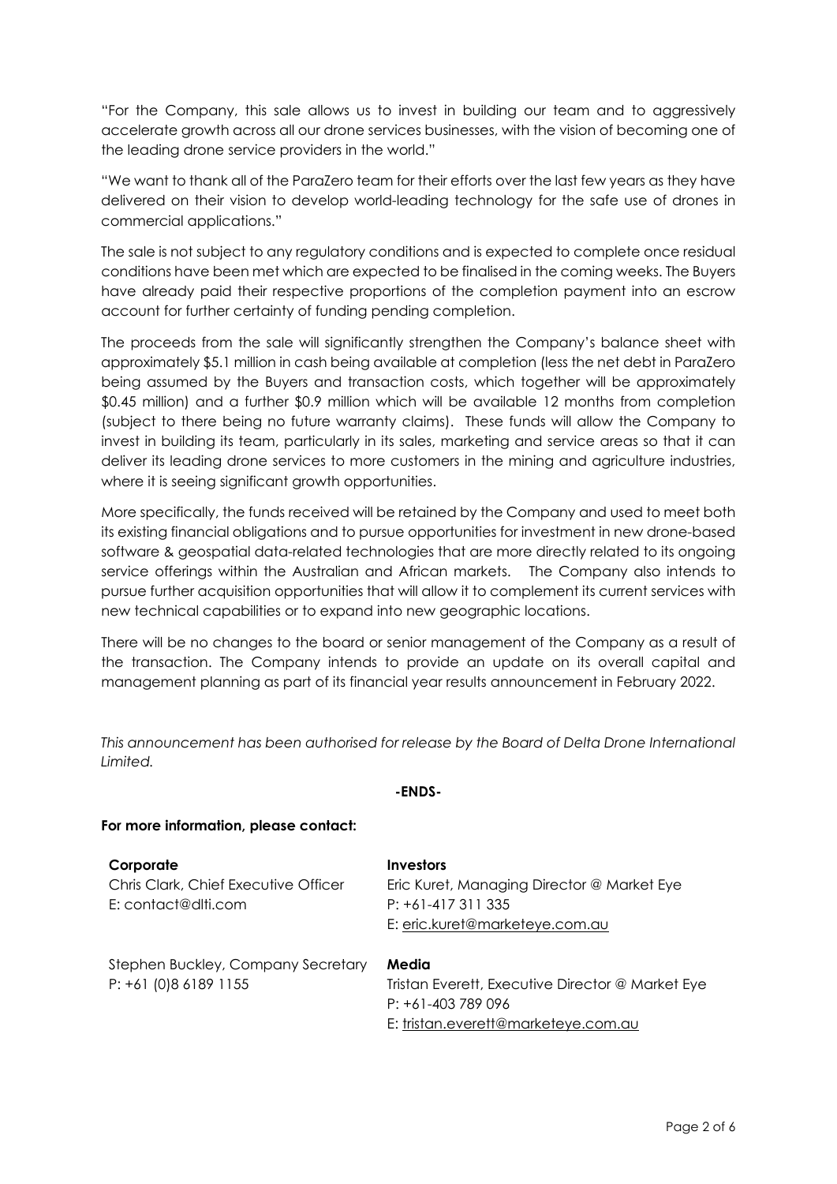"For the Company, this sale allows us to invest in building our team and to aggressively accelerate growth across all our drone services businesses, with the vision of becoming one of the leading drone service providers in the world."

"We want to thank all of the ParaZero team for their efforts over the last few years as they have delivered on their vision to develop world-leading technology for the safe use of drones in commercial applications."

The sale is not subject to any regulatory conditions and is expected to complete once residual conditions have been met which are expected to be finalised in the coming weeks. The Buyers have already paid their respective proportions of the completion payment into an escrow account for further certainty of funding pending completion.

The proceeds from the sale will significantly strengthen the Company's balance sheet with approximately $5.1 million in cash being available at completion (less the net debt in ParaZero being assumed by the Buyers and transaction costs, which together will be approximately $0.45 million) and a further $0.9 million which will be available 12 months from completion (subject to there being no future warranty claims). These funds will allow the Company to invest in building its team, particularly in its sales, marketing and service areas so that it can deliver its leading drone services to more customers in the mining and agriculture industries, where it is seeing significant growth opportunities.

More specifically, the funds received will be retained by the Company and used to meet both its existing financial obligations and to pursue opportunities for investment in new drone-based software & geospatial data-related technologies that are more directly related to its ongoing service offerings within the Australian and African markets. The Company also intends to pursue further acquisition opportunities that will allow it to complement its current services with new technical capabilities or to expand into new geographic locations.

There will be no changes to the board or senior management of the Company as a result of the transaction. The Company intends to provide an update on its overall capital and management planning as part of its financial year results announcement in February 2022.

*This announcement has been authorised for release by the Board of Delta Drone International Limited.*

**-ENDS-**

**For more information, please contact:**

**Corporate**
Chris Clark, Chief Executive Officer
E: contact@dlti.com

Stephen Buckley, Company Secretary
P: +61 (0)8 6189 1155

**Investors**
Eric Kuret, Managing Director @ Market Eye
P: +61-417 311 335
E: eric.kuret@marketeye.com.au

**Media**
Tristan Everett, Executive Director @ Market Eye
P: +61-403 789 096
E: tristan.everett@marketeye.com.au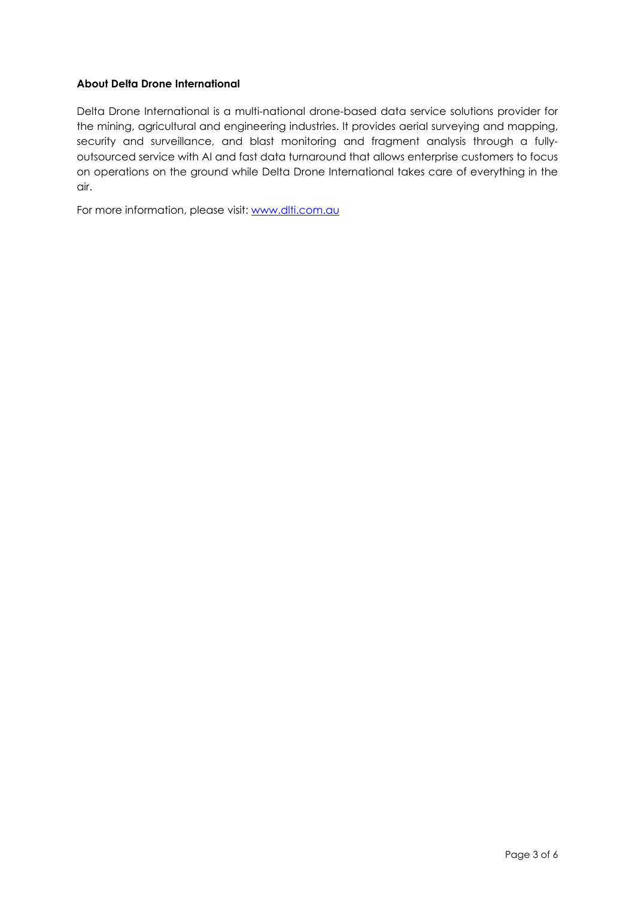**About Delta Drone International**

Delta Drone International is a multi-national drone-based data service solutions provider for the mining, agricultural and engineering industries. It provides aerial surveying and mapping, security and surveillance, and blast monitoring and fragment analysis through a fully-outsourced service with AI and fast data turnaround that allows enterprise customers to focus on operations on the ground while Delta Drone International takes care of everything in the air.

For more information, please visit: [www.dlti.com.au](http://www.dlti.com.au)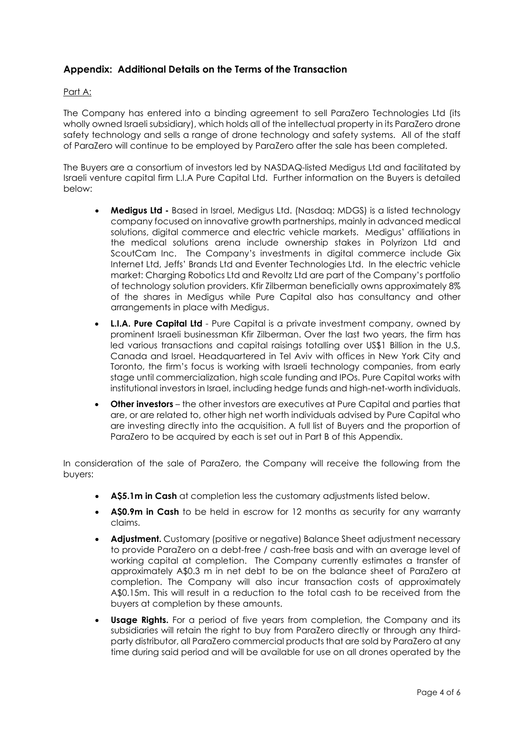## Appendix: Additional Details on the Terms of the Transaction

Part A:

The Company has entered into a binding agreement to sell ParaZero Technologies Ltd (its wholly owned Israeli subsidiary), which holds all of the intellectual property in its ParaZero drone safety technology and sells a range of drone technology and safety systems. All of the staff of ParaZero will continue to be employed by ParaZero after the sale has been completed.

The Buyers are a consortium of investors led by NASDAQ-listed Medigus Ltd and facilitated by Israeli venture capital firm L.I.A Pure Capital Ltd. Further information on the Buyers is detailed below:

- **Medigus Ltd -** Based in Israel, Medigus Ltd. (Nasdaq: MDGS) is a listed technology company focused on innovative growth partnerships, mainly in advanced medical solutions, digital commerce and electric vehicle markets. Medigus' affiliations in the medical solutions arena include ownership stakes in Polyrizon Ltd and ScoutCam Inc. The Company's investments in digital commerce include Gix Internet Ltd, Jeffs' Brands Ltd and Eventer Technologies Ltd. In the electric vehicle market: Charging Robotics Ltd and Revoltz Ltd are part of the Company's portfolio of technology solution providers. Kfir Zilberman beneficially owns approximately 8% of the shares in Medigus while Pure Capital also has consultancy and other arrangements in place with Medigus.
- **L.I.A. Pure Capital Ltd** - Pure Capital is a private investment company, owned by prominent Israeli businessman Kfir Zilberman. Over the last two years, the firm has led various transactions and capital raisings totalling over US$1 Billion in the U.S, Canada and Israel. Headquartered in Tel Aviv with offices in New York City and Toronto, the firm's focus is working with Israeli technology companies, from early stage until commercialization, high scale funding and IPOs. Pure Capital works with institutional investors in Israel, including hedge funds and high-net-worth individuals.
- **Other investors** – the other investors are executives at Pure Capital and parties that are, or are related to, other high net worth individuals advised by Pure Capital who are investing directly into the acquisition. A full list of Buyers and the proportion of ParaZero to be acquired by each is set out in Part B of this Appendix.

In consideration of the sale of ParaZero, the Company will receive the following from the buyers:

- **A$5.1m in Cash** at completion less the customary adjustments listed below.
- **A$0.9m in Cash** to be held in escrow for 12 months as security for any warranty claims.
- **Adjustment.** Customary (positive or negative) Balance Sheet adjustment necessary to provide ParaZero on a debt-free / cash-free basis and with an average level of working capital at completion. The Company currently estimates a transfer of approximately A$0.3 m in net debt to be on the balance sheet of ParaZero at completion. The Company will also incur transaction costs of approximately A$0.15m. This will result in a reduction to the total cash to be received from the buyers at completion by these amounts.
- **Usage Rights.** For a period of five years from completion, the Company and its subsidiaries will retain the right to buy from ParaZero directly or through any third-party distributor, all ParaZero commercial products that are sold by ParaZero at any time during said period and will be available for use on all drones operated by the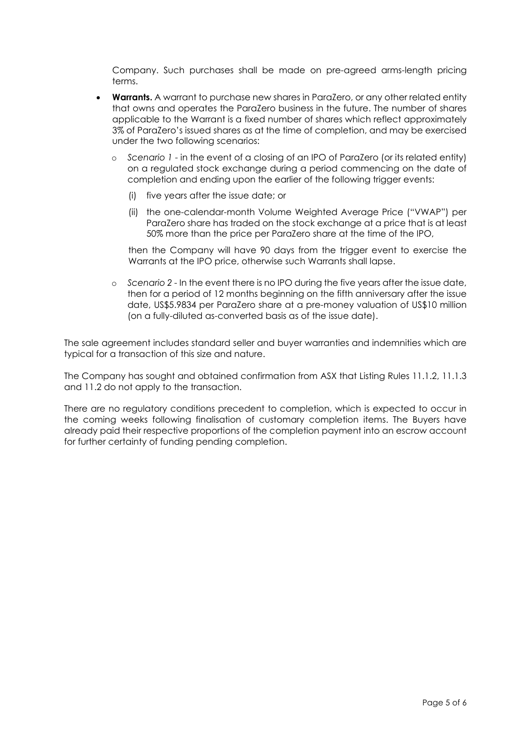Company. Such purchases shall be made on pre-agreed arms-length pricing terms.

- **Warrants.** A warrant to purchase new shares in ParaZero, or any other related entity that owns and operates the ParaZero business in the future. The number of shares applicable to the Warrant is a fixed number of shares which reflect approximately 3% of ParaZero's issued shares as at the time of completion, and may be exercised under the two following scenarios:
  - *Scenario 1* - in the event of a closing of an IPO of ParaZero (or its related entity) on a regulated stock exchange during a period commencing on the date of completion and ending upon the earlier of the following trigger events:
    - (i) five years after the issue date; or
    - (ii) the one-calendar-month Volume Weighted Average Price ("VWAP") per ParaZero share has traded on the stock exchange at a price that is at least 50% more than the price per ParaZero share at the time of the IPO,

    then the Company will have 90 days from the trigger event to exercise the Warrants at the IPO price, otherwise such Warrants shall lapse.
  - *Scenario 2* - In the event there is no IPO during the five years after the issue date, then for a period of 12 months beginning on the fifth anniversary after the issue date, US$5.9834 per ParaZero share at a pre-money valuation of US$10 million (on a fully-diluted as-converted basis as of the issue date).

The sale agreement includes standard seller and buyer warranties and indemnities which are typical for a transaction of this size and nature.

The Company has sought and obtained confirmation from ASX that Listing Rules 11.1.2, 11.1.3 and 11.2 do not apply to the transaction.

There are no regulatory conditions precedent to completion, which is expected to occur in the coming weeks following finalisation of customary completion items. The Buyers have already paid their respective proportions of the completion payment into an escrow account for further certainty of funding pending completion.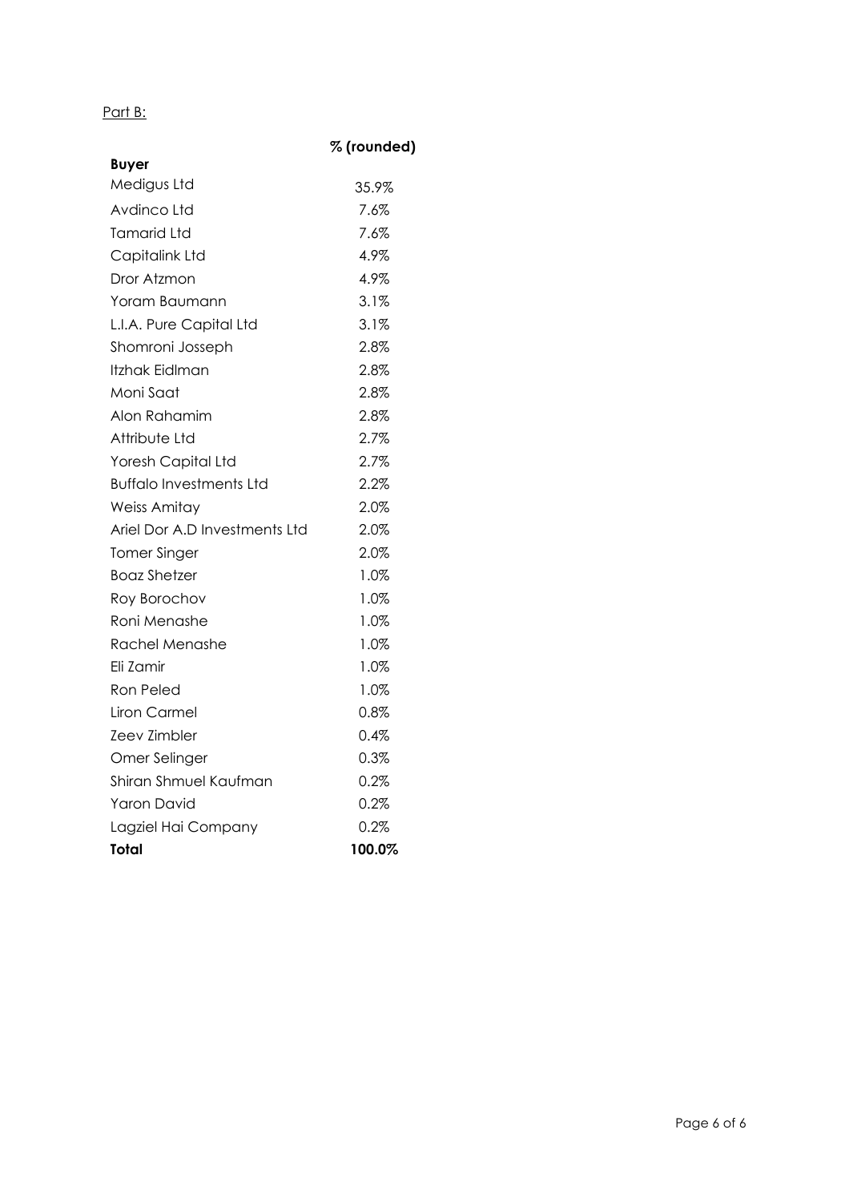Part B:

| Buyer | % (rounded) |
|---|---|
| Medigus Ltd | 35.9% |
| Avdinco Ltd | 7.6% |
| Tamarid Ltd | 7.6% |
| Capitalink Ltd | 4.9% |
| Dror Atzmon | 4.9% |
| Yoram Baumann | 3.1% |
| L.I.A. Pure Capital Ltd | 3.1% |
| Shomroni Josseph | 2.8% |
| Itzhak Eidlman | 2.8% |
| Moni Saat | 2.8% |
| Alon Rahamim | 2.8% |
| Attribute Ltd | 2.7% |
| Yoresh Capital Ltd | 2.7% |
| Buffalo Investments Ltd | 2.2% |
| Weiss Amitay | 2.0% |
| Ariel Dor A.D Investments Ltd | 2.0% |
| Tomer Singer | 2.0% |
| Boaz Shetzer | 1.0% |
| Roy Borochov | 1.0% |
| Roni Menashe | 1.0% |
| Rachel Menashe | 1.0% |
| Eli Zamir | 1.0% |
| Ron Peled | 1.0% |
| Liron Carmel | 0.8% |
| Zeev Zimbler | 0.4% |
| Omer Selinger | 0.3% |
| Shiran Shmuel Kaufman | 0.2% |
| Yaron David | 0.2% |
| Lagziel Hai Company | 0.2% |
| **Total** | **100.0%** |